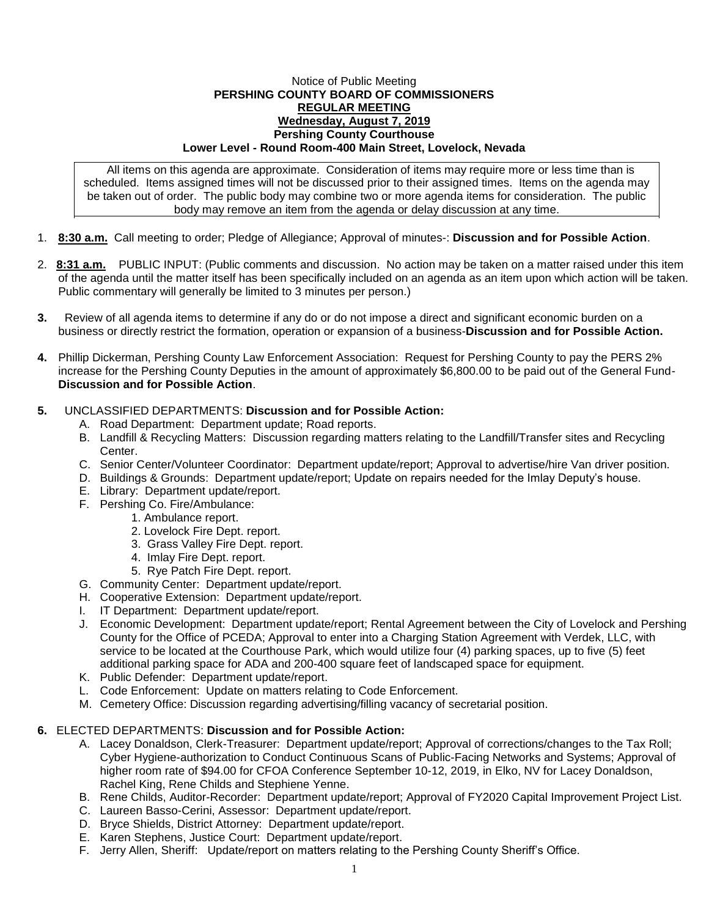Notice of Public Meeting

**PERSHING COUNTY BOARD OF COMMISSIONERS**

**REGULAR MEETING**

**Wednesday, August 7, 2019**

**Pershing County Courthouse**

**Lower Level - Round Room-400 Main Street, Lovelock, Nevada**

All items on this agenda are approximate. Consideration of items may require more or less time than is scheduled. Items assigned times will not be discussed prior to their assigned times. Items on the agenda may be taken out of order. The public body may combine two or more agenda items for consideration. The public body may remove an item from the agenda or delay discussion at any time.

1. **8:30 a.m.** Call meeting to order; Pledge of Allegiance; Approval of minutes-: **Discussion and for Possible Action**.

2. **8:31 a.m.** PUBLIC INPUT: (Public comments and discussion. No action may be taken on a matter raised under this item of the agenda until the matter itself has been specifically included on an agenda as an item upon which action will be taken. Public commentary will generally be limited to 3 minutes per person.)

3. Review of all agenda items to determine if any do or do not impose a direct and significant economic burden on a business or directly restrict the formation, operation or expansion of a business-**Discussion and for Possible Action.**

4. Phillip Dickerman, Pershing County Law Enforcement Association: Request for Pershing County to pay the PERS 2% increase for the Pershing County Deputies in the amount of approximately $6,800.00 to be paid out of the General Fund- **Discussion and for Possible Action**.

5. UNCLASSIFIED DEPARTMENTS: **Discussion and for Possible Action:**
   - A. Road Department: Department update; Road reports.
   - B. Landfill & Recycling Matters: Discussion regarding matters relating to the Landfill/Transfer sites and Recycling Center.
   - C. Senior Center/Volunteer Coordinator: Department update/report; Approval to advertise/hire Van driver position.
   - D. Buildings & Grounds: Department update/report; Update on repairs needed for the Imlay Deputy's house.
   - E. Library: Department update/report.
   - F. Pershing Co. Fire/Ambulance:
     1. Ambulance report.
     2. Lovelock Fire Dept. report.
     3. Grass Valley Fire Dept. report.
     4. Imlay Fire Dept. report.
     5. Rye Patch Fire Dept. report.
   - G. Community Center: Department update/report.
   - H. Cooperative Extension: Department update/report.
   - I. IT Department: Department update/report.
   - J. Economic Development: Department update/report; Rental Agreement between the City of Lovelock and Pershing County for the Office of PCEDA; Approval to enter into a Charging Station Agreement with Verdek, LLC, with service to be located at the Courthouse Park, which would utilize four (4) parking spaces, up to five (5) feet additional parking space for ADA and 200-400 square feet of landscaped space for equipment.
   - K. Public Defender: Department update/report.
   - L. Code Enforcement: Update on matters relating to Code Enforcement.
   - M. Cemetery Office: Discussion regarding advertising/filling vacancy of secretarial position.

6. ELECTED DEPARTMENTS: **Discussion and for Possible Action:**
   - A. Lacey Donaldson, Clerk-Treasurer: Department update/report; Approval of corrections/changes to the Tax Roll; Cyber Hygiene-authorization to Conduct Continuous Scans of Public-Facing Networks and Systems; Approval of higher room rate of $94.00 for CFOA Conference September 10-12, 2019, in Elko, NV for Lacey Donaldson, Rachel King, Rene Childs and Stephiene Yenne.
   - B. Rene Childs, Auditor-Recorder: Department update/report; Approval of FY2020 Capital Improvement Project List.
   - C. Laureen Basso-Cerini, Assessor: Department update/report.
   - D. Bryce Shields, District Attorney: Department update/report.
   - E. Karen Stephens, Justice Court: Department update/report.
   - F. Jerry Allen, Sheriff: Update/report on matters relating to the Pershing County Sheriff's Office.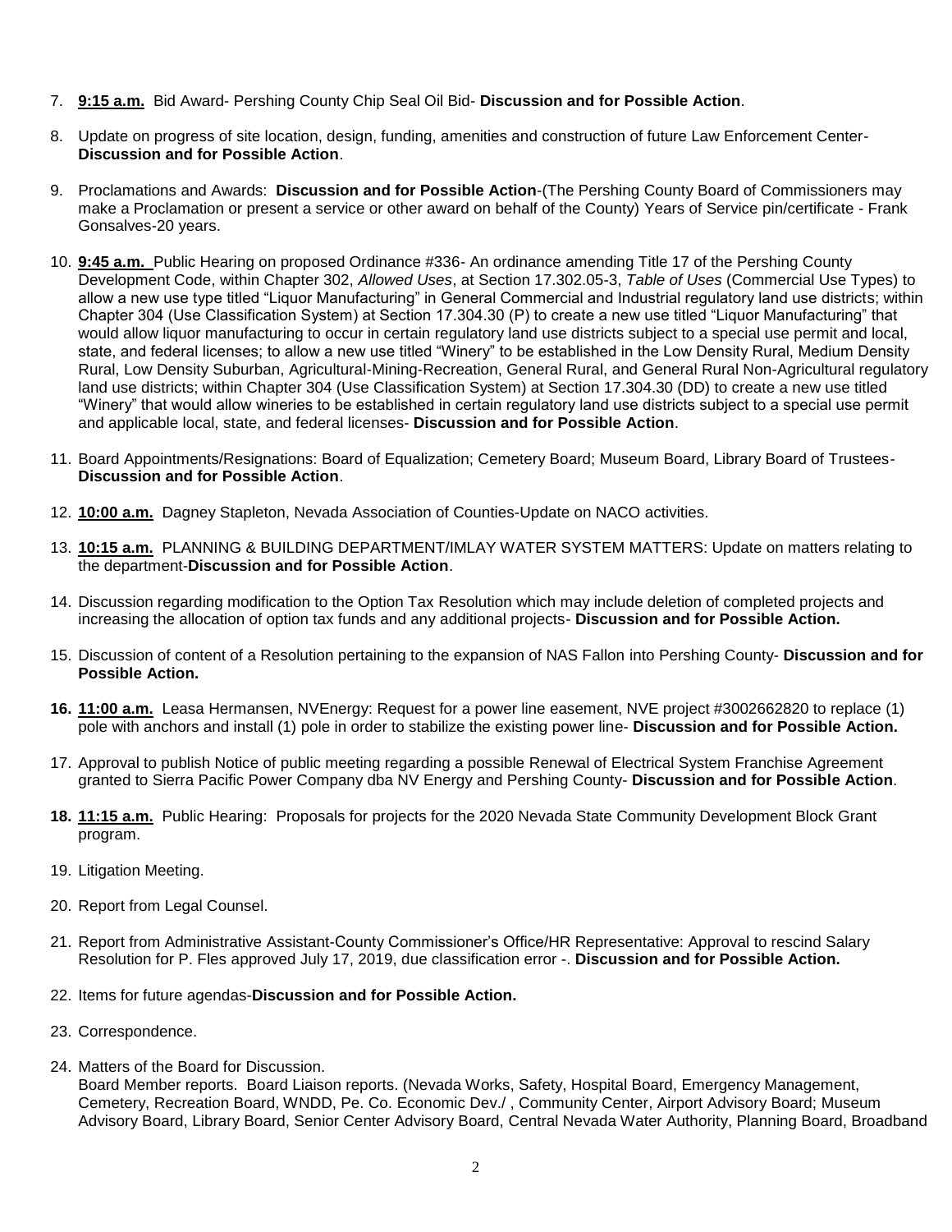7. **9:15 a.m.** Bid Award- Pershing County Chip Seal Oil Bid- **Discussion and for Possible Action**.

8. Update on progress of site location, design, funding, amenities and construction of future Law Enforcement Center- **Discussion and for Possible Action**.

9. Proclamations and Awards: **Discussion and for Possible Action**-(The Pershing County Board of Commissioners may make a Proclamation or present a service or other award on behalf of the County) Years of Service pin/certificate - Frank Gonsalves-20 years.

10. **9:45 a.m.** Public Hearing on proposed Ordinance #336- An ordinance amending Title 17 of the Pershing County Development Code, within Chapter 302, *Allowed Uses*, at Section 17.302.05-3, *Table of Uses* (Commercial Use Types) to allow a new use type titled "Liquor Manufacturing" in General Commercial and Industrial regulatory land use districts; within Chapter 304 (Use Classification System) at Section 17.304.30 (P) to create a new use titled "Liquor Manufacturing" that would allow liquor manufacturing to occur in certain regulatory land use districts subject to a special use permit and local, state, and federal licenses; to allow a new use titled "Winery" to be established in the Low Density Rural, Medium Density Rural, Low Density Suburban, Agricultural-Mining-Recreation, General Rural, and General Rural Non-Agricultural regulatory land use districts; within Chapter 304 (Use Classification System) at Section 17.304.30 (DD) to create a new use titled "Winery" that would allow wineries to be established in certain regulatory land use districts subject to a special use permit and applicable local, state, and federal licenses- **Discussion and for Possible Action**.

11. Board Appointments/Resignations: Board of Equalization; Cemetery Board; Museum Board, Library Board of Trustees- **Discussion and for Possible Action**.

12. **10:00 a.m.** Dagney Stapleton, Nevada Association of Counties-Update on NACO activities.

13. **10:15 a.m.** PLANNING & BUILDING DEPARTMENT/IMLAY WATER SYSTEM MATTERS: Update on matters relating to the department-**Discussion and for Possible Action**.

14. Discussion regarding modification to the Option Tax Resolution which may include deletion of completed projects and increasing the allocation of option tax funds and any additional projects- **Discussion and for Possible Action.**

15. Discussion of content of a Resolution pertaining to the expansion of NAS Fallon into Pershing County- **Discussion and for Possible Action.**

16. **11:00 a.m.** Leasa Hermansen, NVEnergy: Request for a power line easement, NVE project #3002662820 to replace (1) pole with anchors and install (1) pole in order to stabilize the existing power line- **Discussion and for Possible Action.**

17. Approval to publish Notice of public meeting regarding a possible Renewal of Electrical System Franchise Agreement granted to Sierra Pacific Power Company dba NV Energy and Pershing County- **Discussion and for Possible Action**.

18. **11:15 a.m.** Public Hearing: Proposals for projects for the 2020 Nevada State Community Development Block Grant program.

19. Litigation Meeting.

20. Report from Legal Counsel.

21. Report from Administrative Assistant-County Commissioner's Office/HR Representative: Approval to rescind Salary Resolution for P. Fles approved July 17, 2019, due classification error -. **Discussion and for Possible Action.**

22. Items for future agendas-**Discussion and for Possible Action.**

23. Correspondence.

24. Matters of the Board for Discussion.
Board Member reports. Board Liaison reports. (Nevada Works, Safety, Hospital Board, Emergency Management, Cemetery, Recreation Board, WNDD, Pe. Co. Economic Dev./ , Community Center, Airport Advisory Board; Museum Advisory Board, Library Board, Senior Center Advisory Board, Central Nevada Water Authority, Planning Board, Broadband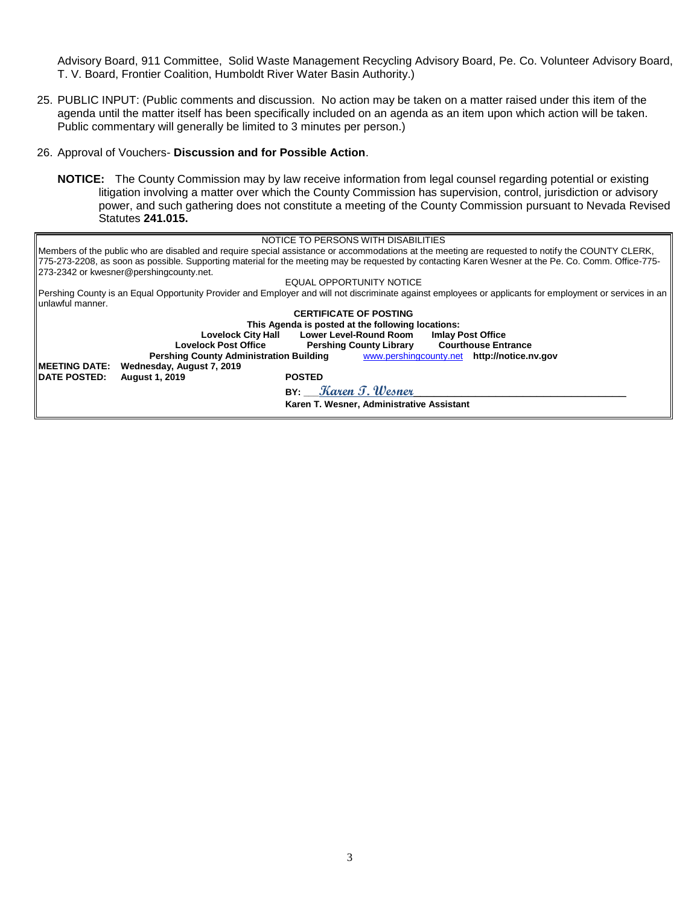Advisory Board, 911 Committee, Solid Waste Management Recycling Advisory Board, Pe. Co. Volunteer Advisory Board, T. V. Board, Frontier Coalition, Humboldt River Water Basin Authority.)

25. PUBLIC INPUT: (Public comments and discussion. No action may be taken on a matter raised under this item of the agenda until the matter itself has been specifically included on an agenda as an item upon which action will be taken. Public commentary will generally be limited to 3 minutes per person.)

26. Approval of Vouchers- **Discussion and for Possible Action**.

**NOTICE:** The County Commission may by law receive information from legal counsel regarding potential or existing litigation involving a matter over which the County Commission has supervision, control, jurisdiction or advisory power, and such gathering does not constitute a meeting of the County Commission pursuant to Nevada Revised Statutes **241.015.**

NOTICE TO PERSONS WITH DISABILITIES

Members of the public who are disabled and require special assistance or accommodations at the meeting are requested to notify the COUNTY CLERK, 775-273-2208, as soon as possible. Supporting material for the meeting may be requested by contacting Karen Wesner at the Pe. Co. Comm. Office-775-273-2342 or kwesner@pershingcounty.net.

EQUAL OPPORTUNITY NOTICE

Pershing County is an Equal Opportunity Provider and Employer and will not discriminate against employees or applicants for employment or services in an unlawful manner.

**CERTIFICATE OF POSTING**

**This Agenda is posted at the following locations:**

**Lovelock City Hall** **Lower Level-Round Room** **Imlay Post Office**

**Lovelock Post Office** **Pershing County Library** **Courthouse Entrance**

**Pershing County Administration Building** www.pershingcounty.net **http://notice.nv.gov**

**MEETING DATE:** **Wednesday, August 7, 2019**

**DATE POSTED:** **August 1, 2019** **POSTED**

**BY:** *Karen T. Wesner*

**Karen T. Wesner, Administrative Assistant**